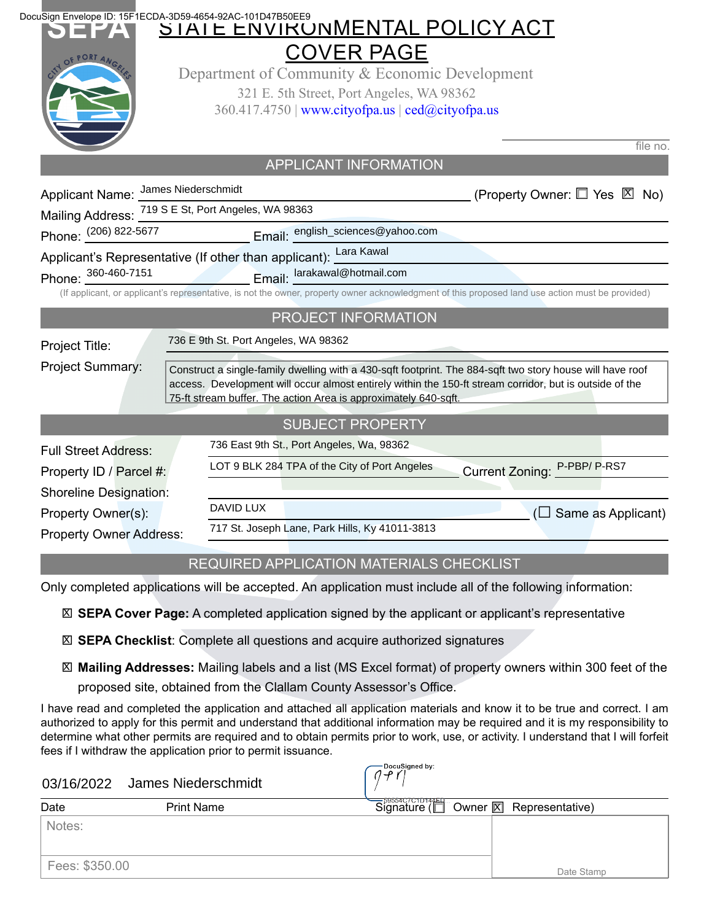DocuSign Envelope ID: 15F1ECDA-3D59-4654-92AC-101D47B50EE9

# SEPA

# STATE ENVIRONMENTAL POLICY ACT COVER PAGE

Department of Community & Economic Development
321 E. 5th Street, Port Angeles, WA 98362
360.417.4750 | www.cityofpa.us | ced@cityofpa.us

file no. ____________

## APPLICANT INFORMATION

Applicant Name: James Niederschmidt (Property Owner: ☐ Yes ☒ No)

Mailing Address: 719 S E St, Port Angeles, WA 98363

Phone: (206) 822-5677 Email: english_sciences@yahoo.com

Applicant's Representative (If other than applicant): Lara Kawal

Phone: 360-460-7151 Email: larakawal@hotmail.com

(If applicant, or applicant's representative, is not the owner, property owner acknowledgment of this proposed land use action must be provided)

## PROJECT INFORMATION

Project Title: 736 E 9th St. Port Angeles, WA 98362

Project Summary: Construct a single-family dwelling with a 430-sqft footprint. The 884-sqft two story house will have roof access. Development will occur almost entirely within the 150-ft stream corridor, but is outside of the 75-ft stream buffer. The action Area is approximately 640-sqft.

## SUBJECT PROPERTY

Full Street Address: 736 East 9th St., Port Angeles, Wa, 98362

Property ID / Parcel #: LOT 9 BLK 284 TPA of the City of Port Angeles Current Zoning: P-PBP/ P-RS7

Shoreline Designation:

Property Owner(s): DAVID LUX (☐ Same as Applicant)

Property Owner Address: 717 St. Joseph Lane, Park Hills, Ky 41011-3813

## REQUIRED APPLICATION MATERIALS CHECKLIST

Only completed applications will be accepted. An application must include all of the following information:

- ☒ **SEPA Cover Page:** A completed application signed by the applicant or applicant's representative
- ☒ **SEPA Checklist**: Complete all questions and acquire authorized signatures
- ☒ **Mailing Addresses:** Mailing labels and a list (MS Excel format) of property owners within 300 feet of the proposed site, obtained from the Clallam County Assessor's Office.

I have read and completed the application and attached all application materials and know it to be true and correct. I am authorized to apply for this permit and understand that additional information may be required and it is my responsibility to determine what other permits are required and to obtain permits prior to work, use, or activity. I understand that I will forfeit fees if I withdraw the application prior to permit issuance.

| 03/16/2022 | James Niederschmidt | DocuSigned by: [signature] 59554C7C1D144ED |
|---|---|---|
| Date | Print Name | Signature (☐ Owner ☒ Representative) |

Notes:

Fees: $350.00

Date Stamp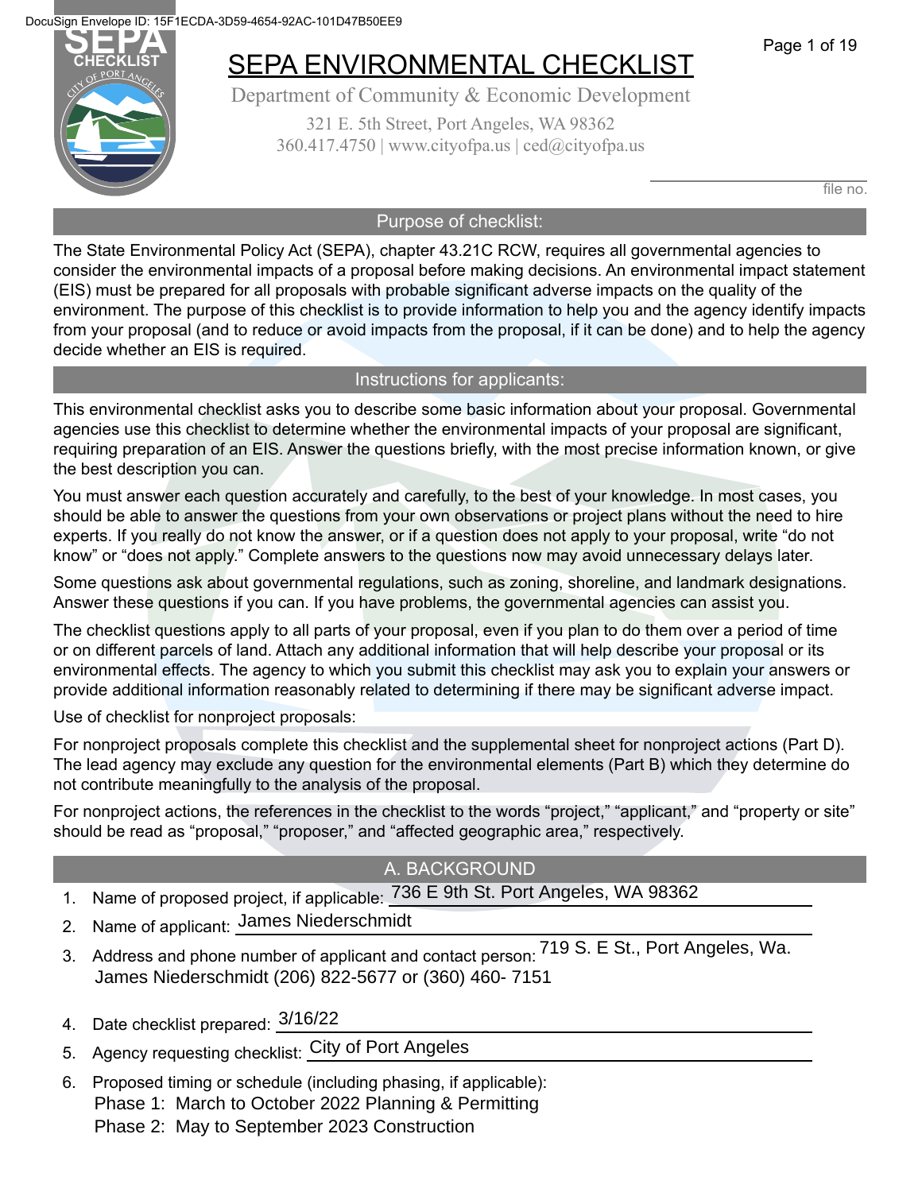DocuSign Envelope ID: 15F1ECDA-3D59-4654-92AC-101D47B50EE9

# SEPA ENVIRONMENTAL CHECKLIST

Department of Community & Economic Development

321 E. 5th Street, Port Angeles, WA 98362

360.417.4750 | www.cityofpa.us | ced@cityofpa.us

file no.

## Purpose of checklist:

The State Environmental Policy Act (SEPA), chapter 43.21C RCW, requires all governmental agencies to consider the environmental impacts of a proposal before making decisions. An environmental impact statement (EIS) must be prepared for all proposals with probable significant adverse impacts on the quality of the environment. The purpose of this checklist is to provide information to help you and the agency identify impacts from your proposal (and to reduce or avoid impacts from the proposal, if it can be done) and to help the agency decide whether an EIS is required.

## Instructions for applicants:

This environmental checklist asks you to describe some basic information about your proposal. Governmental agencies use this checklist to determine whether the environmental impacts of your proposal are significant, requiring preparation of an EIS. Answer the questions briefly, with the most precise information known, or give the best description you can.

You must answer each question accurately and carefully, to the best of your knowledge. In most cases, you should be able to answer the questions from your own observations or project plans without the need to hire experts. If you really do not know the answer, or if a question does not apply to your proposal, write "do not know" or "does not apply." Complete answers to the questions now may avoid unnecessary delays later.

Some questions ask about governmental regulations, such as zoning, shoreline, and landmark designations. Answer these questions if you can. If you have problems, the governmental agencies can assist you.

The checklist questions apply to all parts of your proposal, even if you plan to do them over a period of time or on different parcels of land. Attach any additional information that will help describe your proposal or its environmental effects. The agency to which you submit this checklist may ask you to explain your answers or provide additional information reasonably related to determining if there may be significant adverse impact.

Use of checklist for nonproject proposals:

For nonproject proposals complete this checklist and the supplemental sheet for nonproject actions (Part D). The lead agency may exclude any question for the environmental elements (Part B) which they determine do not contribute meaningfully to the analysis of the proposal.

For nonproject actions, the references in the checklist to the words "project," "applicant," and "property or site" should be read as "proposal," "proposer," and "affected geographic area," respectively.

## A. BACKGROUND

1. Name of proposed project, if applicable: 736 E 9th St. Port Angeles, WA 98362
2. Name of applicant: James Niederschmidt
3. Address and phone number of applicant and contact person: 719 S. E St., Port Angeles, Wa. James Niederschmidt (206) 822-5677 or (360) 460- 7151
4. Date checklist prepared: 3/16/22
5. Agency requesting checklist: City of Port Angeles
6. Proposed timing or schedule (including phasing, if applicable):
   Phase 1: March to October 2022 Planning & Permitting
   Phase 2: May to September 2023 Construction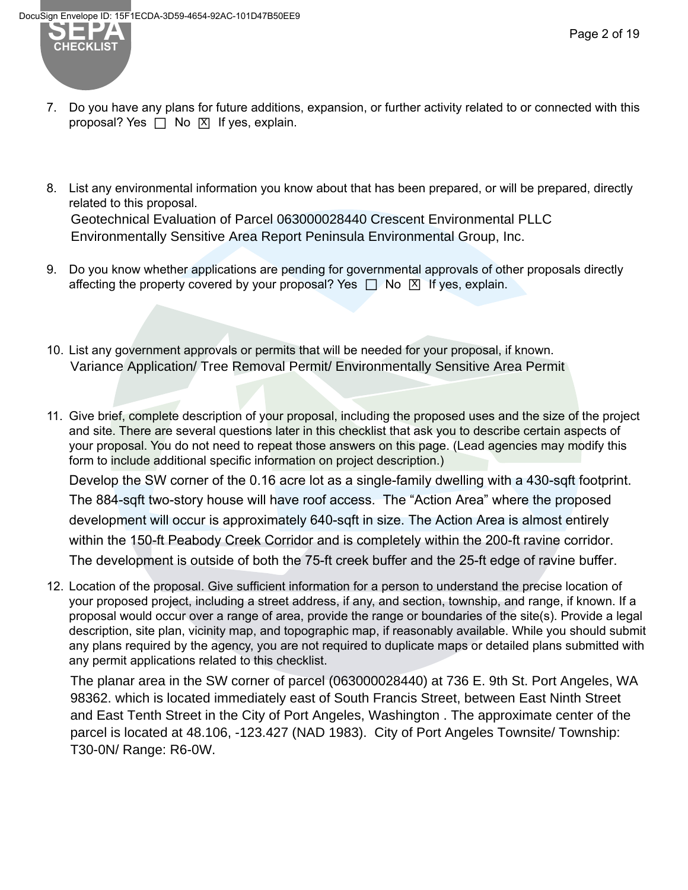7. Do you have any plans for future additions, expansion, or further activity related to or connected with this proposal? Yes ☐ No ☒ If yes, explain.

8. List any environmental information you know about that has been prepared, or will be prepared, directly related to this proposal.

   Geotechnical Evaluation of Parcel 063000028440 Crescent Environmental PLLC
   Environmentally Sensitive Area Report Peninsula Environmental Group, Inc.

9. Do you know whether applications are pending for governmental approvals of other proposals directly affecting the property covered by your proposal? Yes ☐ No ☒ If yes, explain.

10. List any government approvals or permits that will be needed for your proposal, if known.

    Variance Application/ Tree Removal Permit/ Environmentally Sensitive Area Permit

11. Give brief, complete description of your proposal, including the proposed uses and the size of the project and site. There are several questions later in this checklist that ask you to describe certain aspects of your proposal. You do not need to repeat those answers on this page. (Lead agencies may modify this form to include additional specific information on project description.)

    Develop the SW corner of the 0.16 acre lot as a single-family dwelling with a 430-sqft footprint. The 884-sqft two-story house will have roof access. The "Action Area" where the proposed development will occur is approximately 640-sqft in size. The Action Area is almost entirely within the 150-ft Peabody Creek Corridor and is completely within the 200-ft ravine corridor. The development is outside of both the 75-ft creek buffer and the 25-ft edge of ravine buffer.

12. Location of the proposal. Give sufficient information for a person to understand the precise location of your proposed project, including a street address, if any, and section, township, and range, if known. If a proposal would occur over a range of area, provide the range or boundaries of the site(s). Provide a legal description, site plan, vicinity map, and topographic map, if reasonably available. While you should submit any plans required by the agency, you are not required to duplicate maps or detailed plans submitted with any permit applications related to this checklist.

    The planar area in the SW corner of parcel (063000028440) at 736 E. 9th St. Port Angeles, WA 98362. which is located immediately east of South Francis Street, between East Ninth Street and East Tenth Street in the City of Port Angeles, Washington . The approximate center of the parcel is located at 48.106, -123.427 (NAD 1983). City of Port Angeles Townsite/ Township: T30-0N/ Range: R6-0W.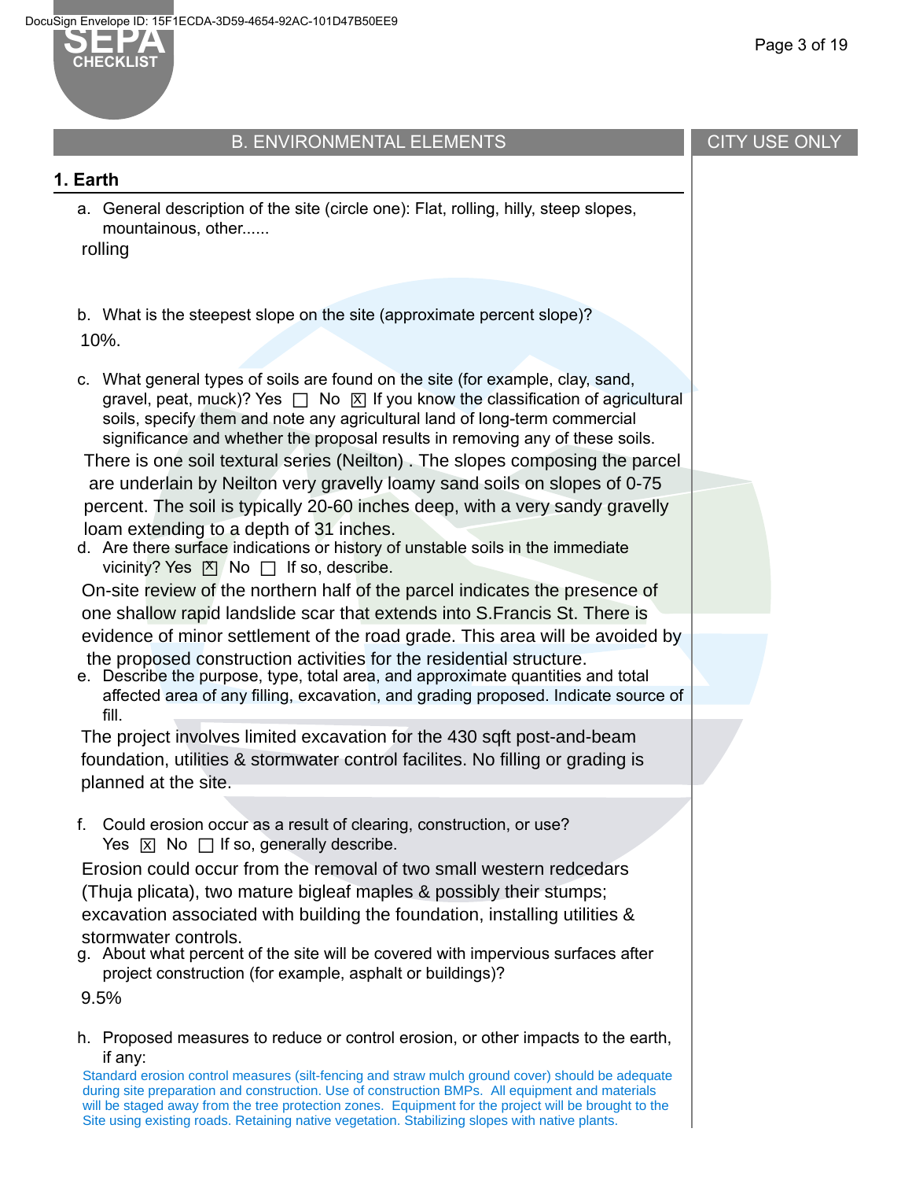## B. ENVIRONMENTAL ELEMENTS

CITY USE ONLY

### 1. Earth

a. General description of the site (circle one): Flat, rolling, hilly, steep slopes, mountainous, other......

rolling

b. What is the steepest slope on the site (approximate percent slope)?

10%.

c. What general types of soils are found on the site (for example, clay, sand, gravel, peat, muck)? Yes ☐ No ☒ If you know the classification of agricultural soils, specify them and note any agricultural land of long-term commercial significance and whether the proposal results in removing any of these soils.

There is one soil textural series (Neilton) . The slopes composing the parcel are underlain by Neilton very gravelly loamy sand soils on slopes of 0-75 percent. The soil is typically 20-60 inches deep, with a very sandy gravelly loam extending to a depth of 31 inches.

d. Are there surface indications or history of unstable soils in the immediate vicinity? Yes ☒ No ☐ If so, describe.

On-site review of the northern half of the parcel indicates the presence of one shallow rapid landslide scar that extends into S.Francis St. There is evidence of minor settlement of the road grade. This area will be avoided by the proposed construction activities for the residential structure.

e. Describe the purpose, type, total area, and approximate quantities and total affected area of any filling, excavation, and grading proposed. Indicate source of fill.

The project involves limited excavation for the 430 sqft post-and-beam foundation, utilities & stormwater control facilites. No filling or grading is planned at the site.

f. Could erosion occur as a result of clearing, construction, or use? Yes ☒ No ☐ If so, generally describe.

Erosion could occur from the removal of two small western redcedars (Thuja plicata), two mature bigleaf maples & possibly their stumps; excavation associated with building the foundation, installing utilities & stormwater controls.

g. About what percent of the site will be covered with impervious surfaces after project construction (for example, asphalt or buildings)?

9.5%

h. Proposed measures to reduce or control erosion, or other impacts to the earth, if any:

Standard erosion control measures (silt-fencing and straw mulch ground cover) should be adequate during site preparation and construction. Use of construction BMPs. All equipment and materials will be staged away from the tree protection zones. Equipment for the project will be brought to the Site using existing roads. Retaining native vegetation. Stabilizing slopes with native plants.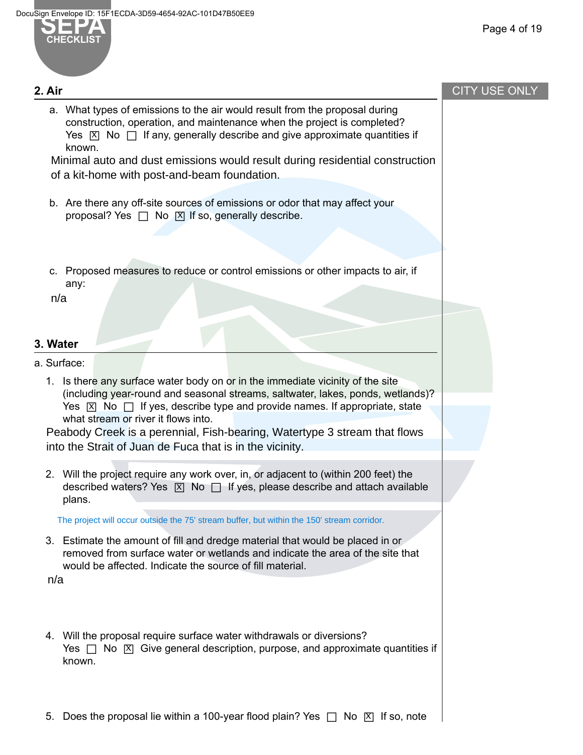## 2. Air

a. What types of emissions to the air would result from the proposal during construction, operation, and maintenance when the project is completed? Yes ☒ No ☐ If any, generally describe and give approximate quantities if known.

Minimal auto and dust emissions would result during residential construction of a kit-home with post-and-beam foundation.

b. Are there any off-site sources of emissions or odor that may affect your proposal? Yes ☐ No ☒ If so, generally describe.

c. Proposed measures to reduce or control emissions or other impacts to air, if any:

n/a

## 3. Water

a. Surface:

1. Is there any surface water body on or in the immediate vicinity of the site (including year-round and seasonal streams, saltwater, lakes, ponds, wetlands)? Yes ☒ No ☐ If yes, describe type and provide names. If appropriate, state what stream or river it flows into.

   Peabody Creek is a perennial, Fish-bearing, Watertype 3 stream that flows into the Strait of Juan de Fuca that is in the vicinity.

2. Will the project require any work over, in, or adjacent to (within 200 feet) the described waters? Yes ☒ No ☐ If yes, please describe and attach available plans.

   The project will occur outside the 75' stream buffer, but within the 150' stream corridor.

3. Estimate the amount of fill and dredge material that would be placed in or removed from surface water or wetlands and indicate the area of the site that would be affected. Indicate the source of fill material.

   n/a

4. Will the proposal require surface water withdrawals or diversions? Yes ☐ No ☒ Give general description, purpose, and approximate quantities if known.

5. Does the proposal lie within a 100-year flood plain? Yes ☐ No ☒ If so, note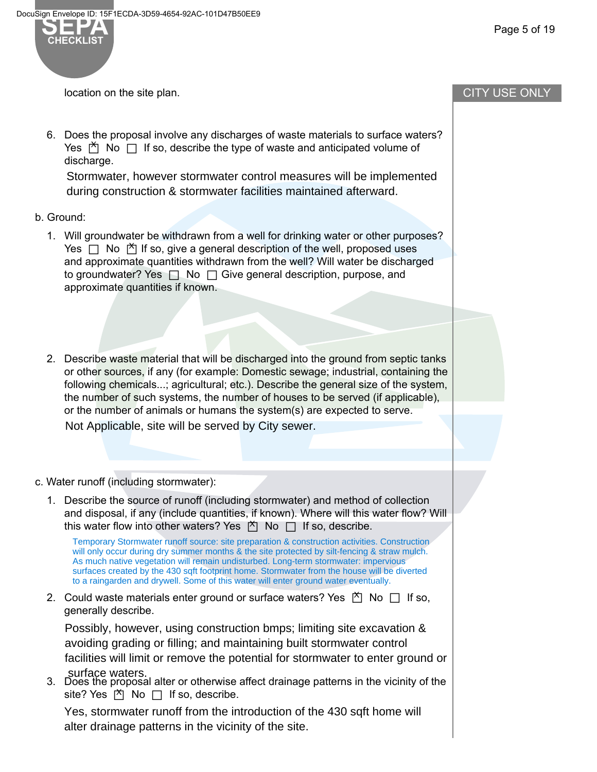location on the site plan.

6. Does the proposal involve any discharges of waste materials to surface waters? Yes ☒ No ☐ If so, describe the type of waste and anticipated volume of discharge.

   Stormwater, however stormwater control measures will be implemented during construction & stormwater facilities maintained afterward.

b. Ground:

1. Will groundwater be withdrawn from a well for drinking water or other purposes? Yes ☐ No ☒ If so, give a general description of the well, proposed uses and approximate quantities withdrawn from the well? Will water be discharged to groundwater? Yes ☐ No ☐ Give general description, purpose, and approximate quantities if known.

2. Describe waste material that will be discharged into the ground from septic tanks or other sources, if any (for example: Domestic sewage; industrial, containing the following chemicals...; agricultural; etc.). Describe the general size of the system, the number of such systems, the number of houses to be served (if applicable), or the number of animals or humans the system(s) are expected to serve.

   Not Applicable, site will be served by City sewer.

c. Water runoff (including stormwater):

1. Describe the source of runoff (including stormwater) and method of collection and disposal, if any (include quantities, if known). Where will this water flow? Will this water flow into other waters? Yes ☒ No ☐ If so, describe.

   Temporary Stormwater runoff source: site preparation & construction activities. Construction will only occur during dry summer months & the site protected by silt-fencing & straw mulch. As much native vegetation will remain undisturbed. Long-term stormwater: impervious surfaces created by the 430 sqft footprint home. Stormwater from the house will be diverted to a raingarden and drywell. Some of this water will enter ground water eventually.

2. Could waste materials enter ground or surface waters? Yes ☒ No ☐ If so, generally describe.

   Possibly, however, using construction bmps; limiting site excavation & avoiding grading or filling; and maintaining built stormwater control facilities will limit or remove the potential for stormwater to enter ground or surface waters.

3. Does the proposal alter or otherwise affect drainage patterns in the vicinity of the site? Yes ☒ No ☐ If so, describe.

   Yes, stormwater runoff from the introduction of the 430 sqft home will alter drainage patterns in the vicinity of the site.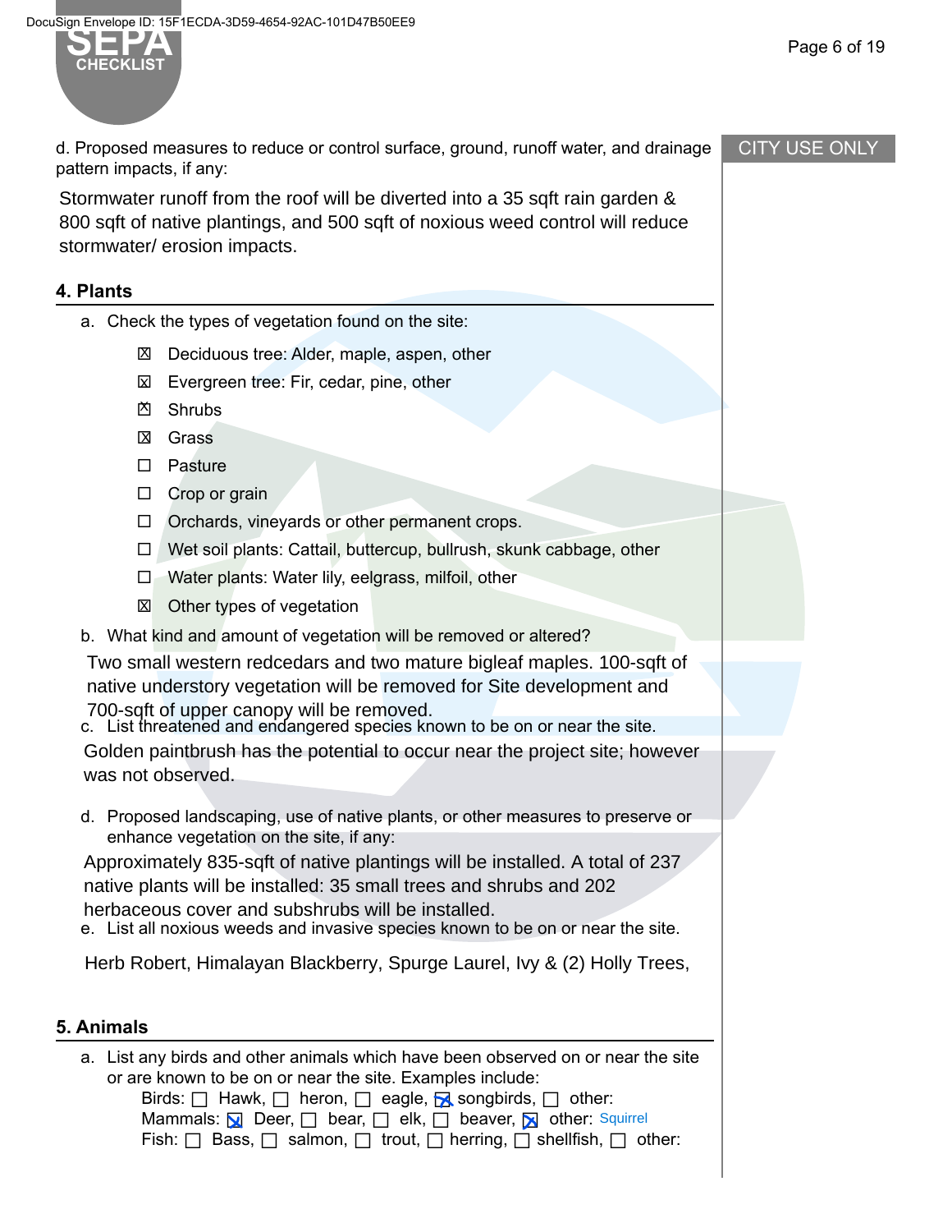d. Proposed measures to reduce or control surface, ground, runoff water, and drainage pattern impacts, if any:

Stormwater runoff from the roof will be diverted into a 35 sqft rain garden & 800 sqft of native plantings, and 500 sqft of noxious weed control will reduce stormwater/ erosion impacts.

CITY USE ONLY

## 4. Plants

a. Check the types of vegetation found on the site:

- ☒ Deciduous tree: Alder, maple, aspen, other
- ☒ Evergreen tree: Fir, cedar, pine, other
- ☒ Shrubs
- ☒ Grass
- ☐ Pasture
- ☐ Crop or grain
- ☐ Orchards, vineyards or other permanent crops.
- ☐ Wet soil plants: Cattail, buttercup, bullrush, skunk cabbage, other
- ☐ Water plants: Water lily, eelgrass, milfoil, other
- ☒ Other types of vegetation

b. What kind and amount of vegetation will be removed or altered?

Two small western redcedars and two mature bigleaf maples. 100-sqft of native understory vegetation will be removed for Site development and 700-sqft of upper canopy will be removed.

c. List threatened and endangered species known to be on or near the site.

Golden paintbrush has the potential to occur near the project site; however was not observed.

d. Proposed landscaping, use of native plants, or other measures to preserve or enhance vegetation on the site, if any:

Approximately 835-sqft of native plantings will be installed. A total of 237 native plants will be installed: 35 small trees and shrubs and 202 herbaceous cover and subshrubs will be installed.

e. List all noxious weeds and invasive species known to be on or near the site.

Herb Robert, Himalayan Blackberry, Spurge Laurel, Ivy & (2) Holly Trees,

## 5. Animals

a. List any birds and other animals which have been observed on or near the site or are known to be on or near the site. Examples include:

Birds: ☐ Hawk, ☐ heron, ☐ eagle, ☒ songbirds, ☐ other:
Mammals: ☒ Deer, ☐ bear, ☐ elk, ☐ beaver, ☒ other: Squirrel
Fish: ☐ Bass, ☐ salmon, ☐ trout, ☐ herring, ☐ shellfish, ☐ other: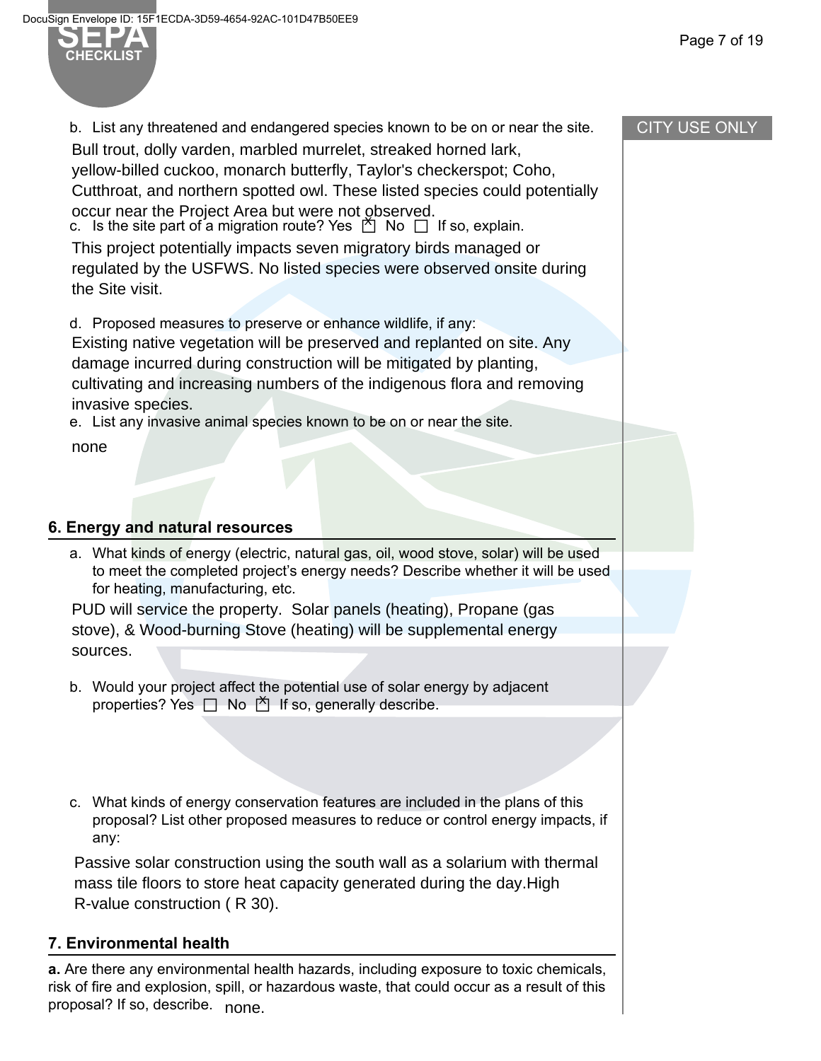b. List any threatened and endangered species known to be on or near the site.

Bull trout, dolly varden, marbled murrelet, streaked horned lark, yellow-billed cuckoo, monarch butterfly, Taylor's checkerspot; Coho, Cutthroat, and northern spotted owl. These listed species could potentially occur near the Project Area but were not observed.

c. Is the site part of a migration route? Yes ☒ No ☐ If so, explain.

This project potentially impacts seven migratory birds managed or regulated by the USFWS. No listed species were observed onsite during the Site visit.

d. Proposed measures to preserve or enhance wildlife, if any:

Existing native vegetation will be preserved and replanted on site. Any damage incurred during construction will be mitigated by planting, cultivating and increasing numbers of the indigenous flora and removing invasive species.

e. List any invasive animal species known to be on or near the site.

none

## 6. Energy and natural resources

a. What kinds of energy (electric, natural gas, oil, wood stove, solar) will be used to meet the completed project's energy needs? Describe whether it will be used for heating, manufacturing, etc.

PUD will service the property. Solar panels (heating), Propane (gas stove), & Wood-burning Stove (heating) will be supplemental energy sources.

b. Would your project affect the potential use of solar energy by adjacent properties? Yes ☐ No ☒ If so, generally describe.

c. What kinds of energy conservation features are included in the plans of this proposal? List other proposed measures to reduce or control energy impacts, if any:

Passive solar construction using the south wall as a solarium with thermal mass tile floors to store heat capacity generated during the day.High R-value construction ( R 30).

## 7. Environmental health

**a.** Are there any environmental health hazards, including exposure to toxic chemicals, risk of fire and explosion, spill, or hazardous waste, that could occur as a result of this proposal? If so, describe. none.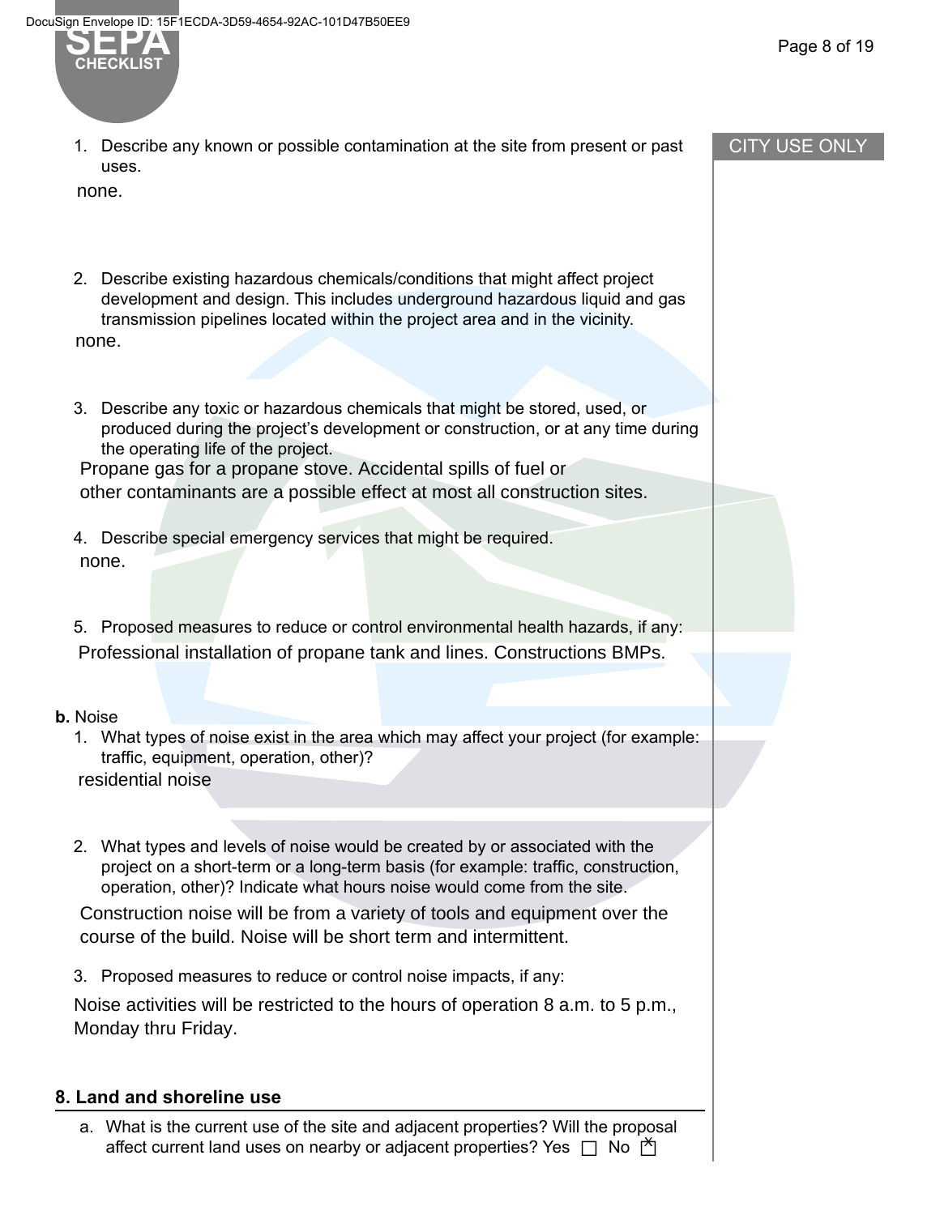1. Describe any known or possible contamination at the site from present or past uses.

none.

2. Describe existing hazardous chemicals/conditions that might affect project development and design. This includes underground hazardous liquid and gas transmission pipelines located within the project area and in the vicinity.

none.

3. Describe any toxic or hazardous chemicals that might be stored, used, or produced during the project's development or construction, or at any time during the operating life of the project.

Propane gas for a propane stove. Accidental spills of fuel or other contaminants are a possible effect at most all construction sites.

4. Describe special emergency services that might be required.

none.

5. Proposed measures to reduce or control environmental health hazards, if any:

Professional installation of propane tank and lines. Constructions BMPs.

**b.** Noise

1. What types of noise exist in the area which may affect your project (for example: traffic, equipment, operation, other)?

residential noise

2. What types and levels of noise would be created by or associated with the project on a short-term or a long-term basis (for example: traffic, construction, operation, other)? Indicate what hours noise would come from the site.

Construction noise will be from a variety of tools and equipment over the course of the build. Noise will be short term and intermittent.

3. Proposed measures to reduce or control noise impacts, if any:

Noise activities will be restricted to the hours of operation 8 a.m. to 5 p.m., Monday thru Friday.

## 8. Land and shoreline use

a. What is the current use of the site and adjacent properties? Will the proposal affect current land uses on nearby or adjacent properties? Yes ☐ No ☒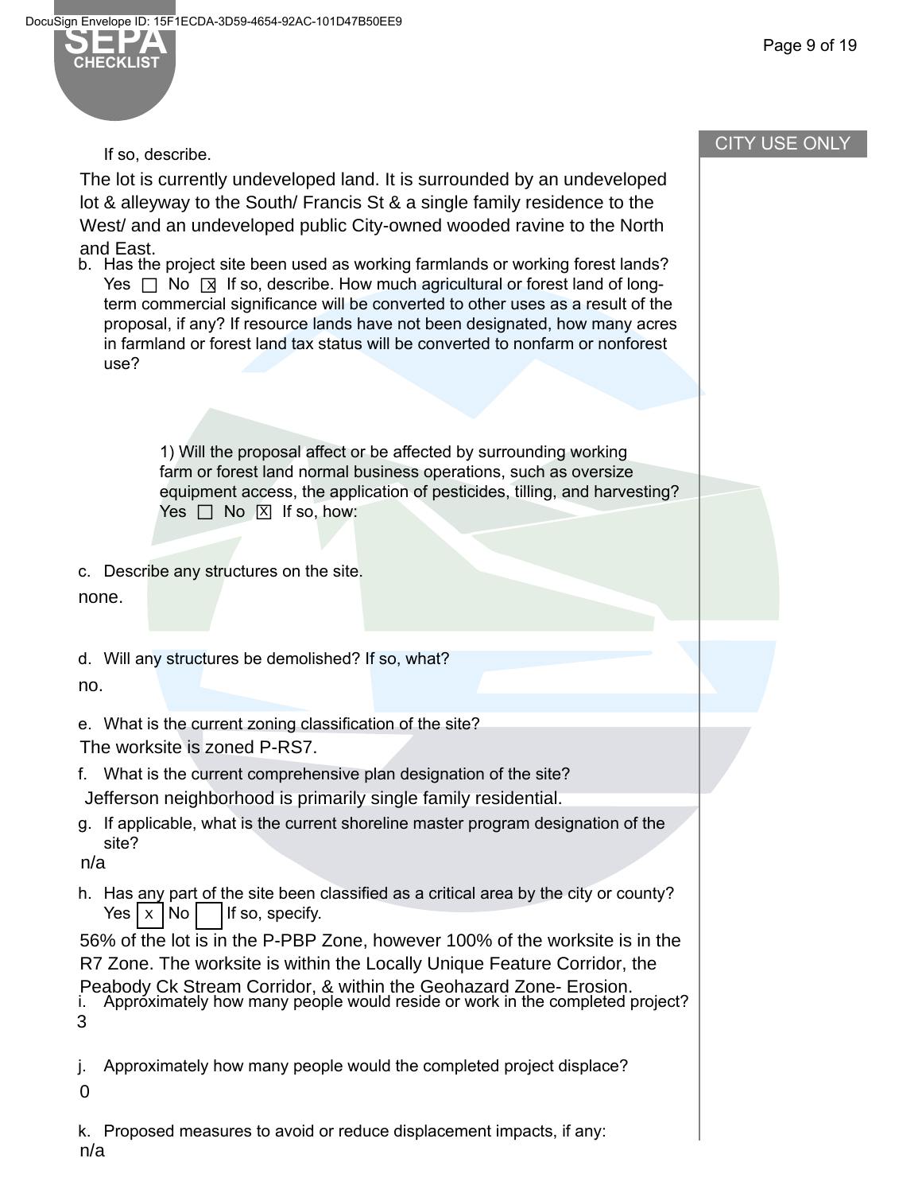If so, describe.

The lot is currently undeveloped land. It is surrounded by an undeveloped lot & alleyway to the South/ Francis St & a single family residence to the West/ and an undeveloped public City-owned wooded ravine to the North and East.

b. Has the project site been used as working farmlands or working forest lands? Yes ☐ No ☒ If so, describe. How much agricultural or forest land of long-term commercial significance will be converted to other uses as a result of the proposal, if any? If resource lands have not been designated, how many acres in farmland or forest land tax status will be converted to nonfarm or nonforest use?

1) Will the proposal affect or be affected by surrounding working farm or forest land normal business operations, such as oversize equipment access, the application of pesticides, tilling, and harvesting? Yes ☐ No ☒ If so, how:

c. Describe any structures on the site.

none.

d. Will any structures be demolished? If so, what?

no.

e. What is the current zoning classification of the site?

The worksite is zoned P-RS7.

f. What is the current comprehensive plan designation of the site?

Jefferson neighborhood is primarily single family residential.

g. If applicable, what is the current shoreline master program designation of the site?

n/a

h. Has any part of the site been classified as a critical area by the city or county? Yes ☒ No ☐ If so, specify.

56% of the lot is in the P-PBP Zone, however 100% of the worksite is in the R7 Zone. The worksite is within the Locally Unique Feature Corridor, the Peabody Ck Stream Corridor, & within the Geohazard Zone- Erosion.

i. Approximately how many people would reside or work in the completed project?

3

j. Approximately how many people would the completed project displace?

0

k. Proposed measures to avoid or reduce displacement impacts, if any:

n/a

CITY USE ONLY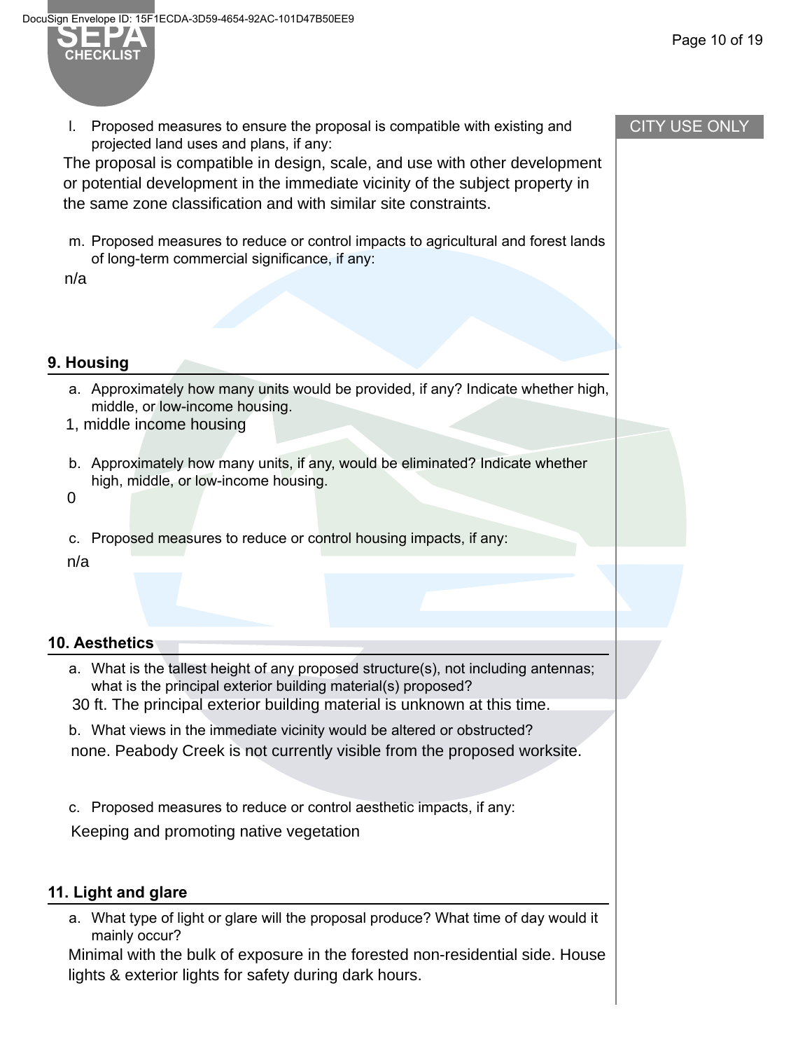l. Proposed measures to ensure the proposal is compatible with existing and projected land uses and plans, if any:

The proposal is compatible in design, scale, and use with other development or potential development in the immediate vicinity of the subject property in the same zone classification and with similar site constraints.

m. Proposed measures to reduce or control impacts to agricultural and forest lands of long-term commercial significance, if any:

n/a

## 9. Housing

a. Approximately how many units would be provided, if any? Indicate whether high, middle, or low-income housing.

1, middle income housing

b. Approximately how many units, if any, would be eliminated? Indicate whether high, middle, or low-income housing.

0

c. Proposed measures to reduce or control housing impacts, if any:

n/a

## 10. Aesthetics

a. What is the tallest height of any proposed structure(s), not including antennas; what is the principal exterior building material(s) proposed?

30 ft. The principal exterior building material is unknown at this time.

b. What views in the immediate vicinity would be altered or obstructed?

none. Peabody Creek is not currently visible from the proposed worksite.

c. Proposed measures to reduce or control aesthetic impacts, if any:

Keeping and promoting native vegetation

## 11. Light and glare

a. What type of light or glare will the proposal produce? What time of day would it mainly occur?

Minimal with the bulk of exposure in the forested non-residential side. House lights & exterior lights for safety during dark hours.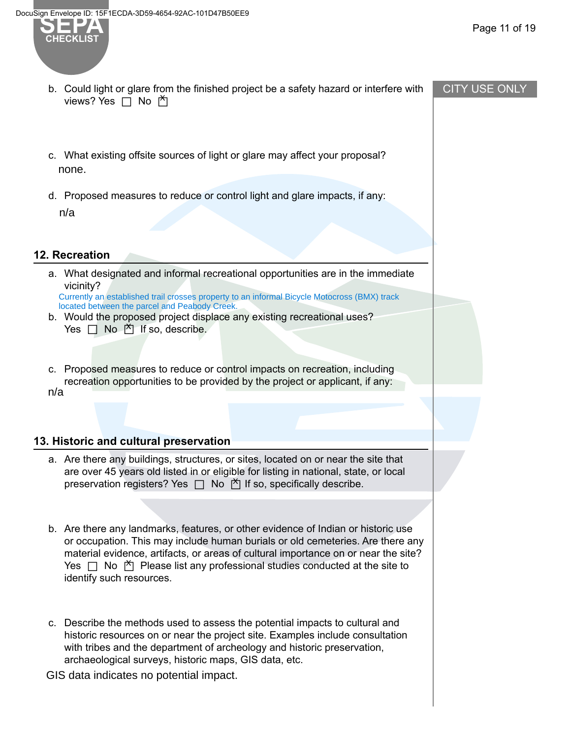b. Could light or glare from the finished project be a safety hazard or interfere with views? Yes ☐ No ☒

c. What existing offsite sources of light or glare may affect your proposal?

none.

d. Proposed measures to reduce or control light and glare impacts, if any:

n/a

## 12. Recreation

a. What designated and informal recreational opportunities are in the immediate vicinity?

Currently an established trail crosses property to an informal Bicycle Motocross (BMX) track located between the parcel and Peabody Creek.

b. Would the proposed project displace any existing recreational uses? Yes ☐ No ☒ If so, describe.

c. Proposed measures to reduce or control impacts on recreation, including recreation opportunities to be provided by the project or applicant, if any:

n/a

## 13. Historic and cultural preservation

a. Are there any buildings, structures, or sites, located on or near the site that are over 45 years old listed in or eligible for listing in national, state, or local preservation registers? Yes ☐ No ☒ If so, specifically describe.

b. Are there any landmarks, features, or other evidence of Indian or historic use or occupation. This may include human burials or old cemeteries. Are there any material evidence, artifacts, or areas of cultural importance on or near the site? Yes ☐ No ☒ Please list any professional studies conducted at the site to identify such resources.

c. Describe the methods used to assess the potential impacts to cultural and historic resources on or near the project site. Examples include consultation with tribes and the department of archeology and historic preservation, archaeological surveys, historic maps, GIS data, etc.

GIS data indicates no potential impact.

CITY USE ONLY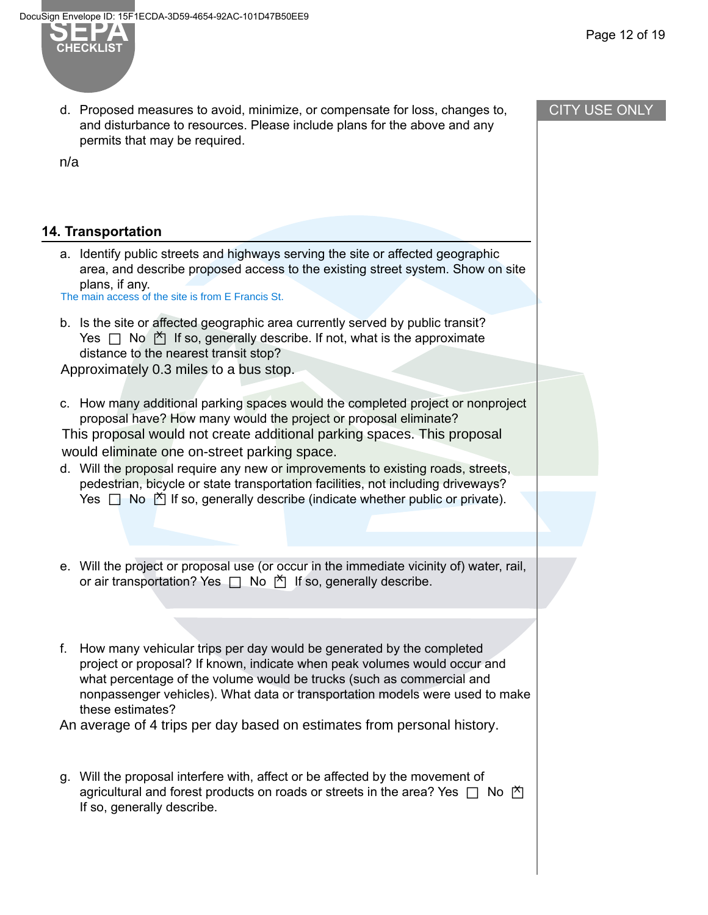d. Proposed measures to avoid, minimize, or compensate for loss, changes to, and disturbance to resources. Please include plans for the above and any permits that may be required.

n/a

## 14. Transportation

a. Identify public streets and highways serving the site or affected geographic area, and describe proposed access to the existing street system. Show on site plans, if any.

The main access of the site is from E Francis St.

b. Is the site or affected geographic area currently served by public transit? Yes ☐ No ☒ If so, generally describe. If not, what is the approximate distance to the nearest transit stop?

Approximately 0.3 miles to a bus stop.

c. How many additional parking spaces would the completed project or nonproject proposal have? How many would the project or proposal eliminate?

This proposal would not create additional parking spaces. This proposal would eliminate one on-street parking space.

d. Will the proposal require any new or improvements to existing roads, streets, pedestrian, bicycle or state transportation facilities, not including driveways? Yes ☐ No ☒ If so, generally describe (indicate whether public or private).

e. Will the project or proposal use (or occur in the immediate vicinity of) water, rail, or air transportation? Yes ☐ No ☒ If so, generally describe.

f. How many vehicular trips per day would be generated by the completed project or proposal? If known, indicate when peak volumes would occur and what percentage of the volume would be trucks (such as commercial and nonpassenger vehicles). What data or transportation models were used to make these estimates?

An average of 4 trips per day based on estimates from personal history.

g. Will the proposal interfere with, affect or be affected by the movement of agricultural and forest products on roads or streets in the area? Yes ☐ No ☒ If so, generally describe.

CITY USE ONLY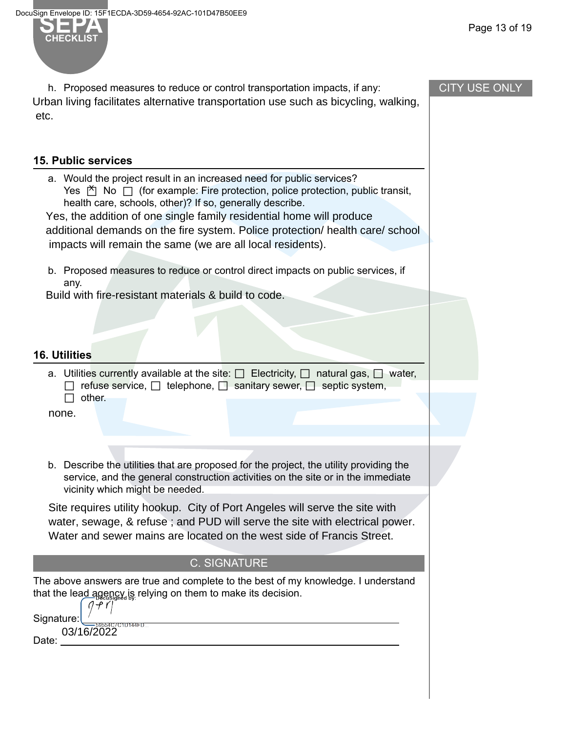h. Proposed measures to reduce or control transportation impacts, if any:

Urban living facilitates alternative transportation use such as bicycling, walking, etc.

CITY USE ONLY

### 15. Public services

a. Would the project result in an increased need for public services? Yes [X] No [ ] (for example: Fire protection, police protection, public transit, health care, schools, other)? If so, generally describe.

Yes, the addition of one single family residential home will produce additional demands on the fire system. Police protection/ health care/ school impacts will remain the same (we are all local residents).

b. Proposed measures to reduce or control direct impacts on public services, if any.

Build with fire-resistant materials & build to code.

### 16. Utilities

a. Utilities currently available at the site: [ ] Electricity, [ ] natural gas, [ ] water, [ ] refuse service, [ ] telephone, [ ] sanitary sewer, [ ] septic system, [ ] other.

none.

b. Describe the utilities that are proposed for the project, the utility providing the service, and the general construction activities on the site or in the immediate vicinity which might be needed.

Site requires utility hookup. City of Port Angeles will serve the site with water, sewage, & refuse ; and PUD will serve the site with electrical power. Water and sewer mains are located on the west side of Francis Street.

## C. SIGNATURE

The above answers are true and complete to the best of my knowledge. I understand that the lead agency is relying on them to make its decision.

Signature: DocuSigned by: 59554C7C1D144FD...

Date: 03/16/2022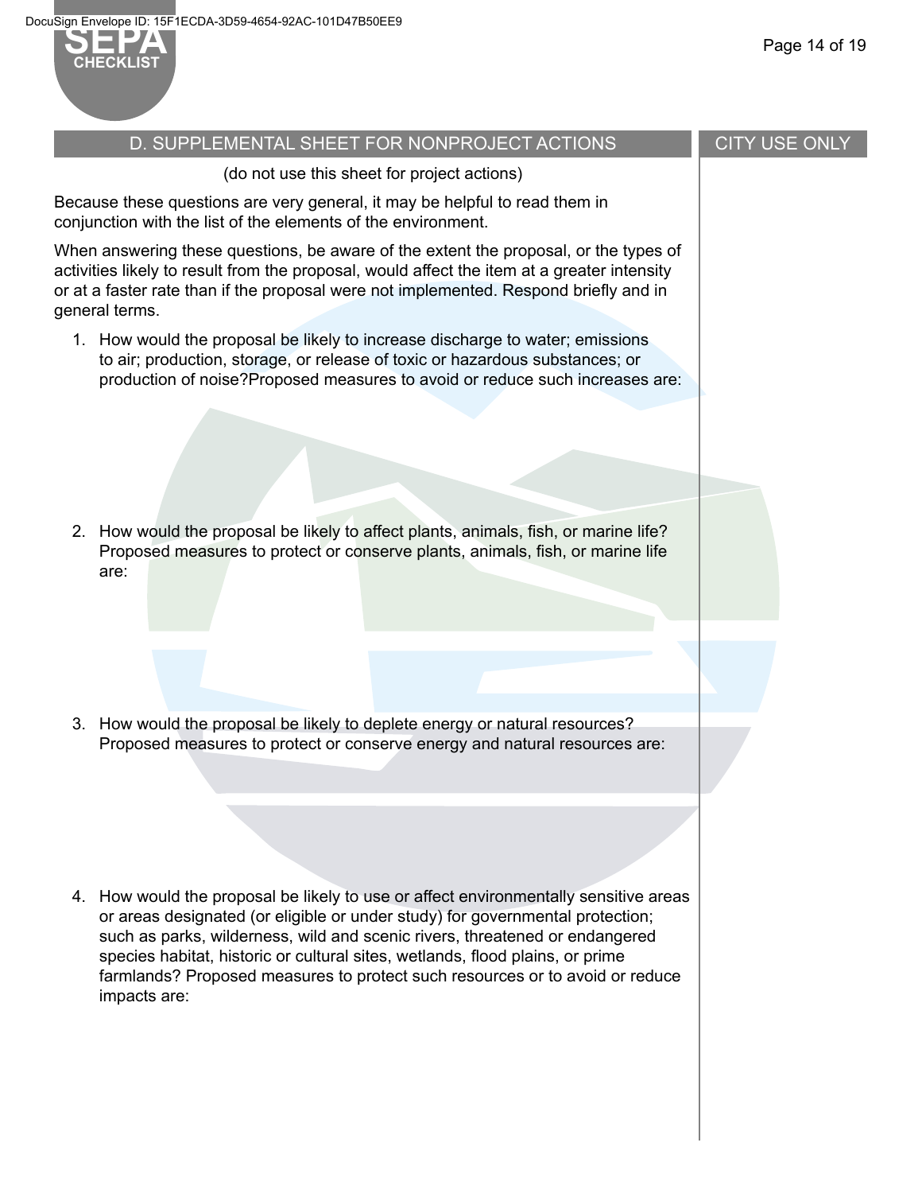## D. SUPPLEMENTAL SHEET FOR NONPROJECT ACTIONS

CITY USE ONLY

(do not use this sheet for project actions)

Because these questions are very general, it may be helpful to read them in conjunction with the list of the elements of the environment.

When answering these questions, be aware of the extent the proposal, or the types of activities likely to result from the proposal, would affect the item at a greater intensity or at a faster rate than if the proposal were not implemented. Respond briefly and in general terms.

1. How would the proposal be likely to increase discharge to water; emissions to air; production, storage, or release of toxic or hazardous substances; or production of noise?Proposed measures to avoid or reduce such increases are:

2. How would the proposal be likely to affect plants, animals, fish, or marine life? Proposed measures to protect or conserve plants, animals, fish, or marine life are:

3. How would the proposal be likely to deplete energy or natural resources? Proposed measures to protect or conserve energy and natural resources are:

4. How would the proposal be likely to use or affect environmentally sensitive areas or areas designated (or eligible or under study) for governmental protection; such as parks, wilderness, wild and scenic rivers, threatened or endangered species habitat, historic or cultural sites, wetlands, flood plains, or prime farmlands? Proposed measures to protect such resources or to avoid or reduce impacts are: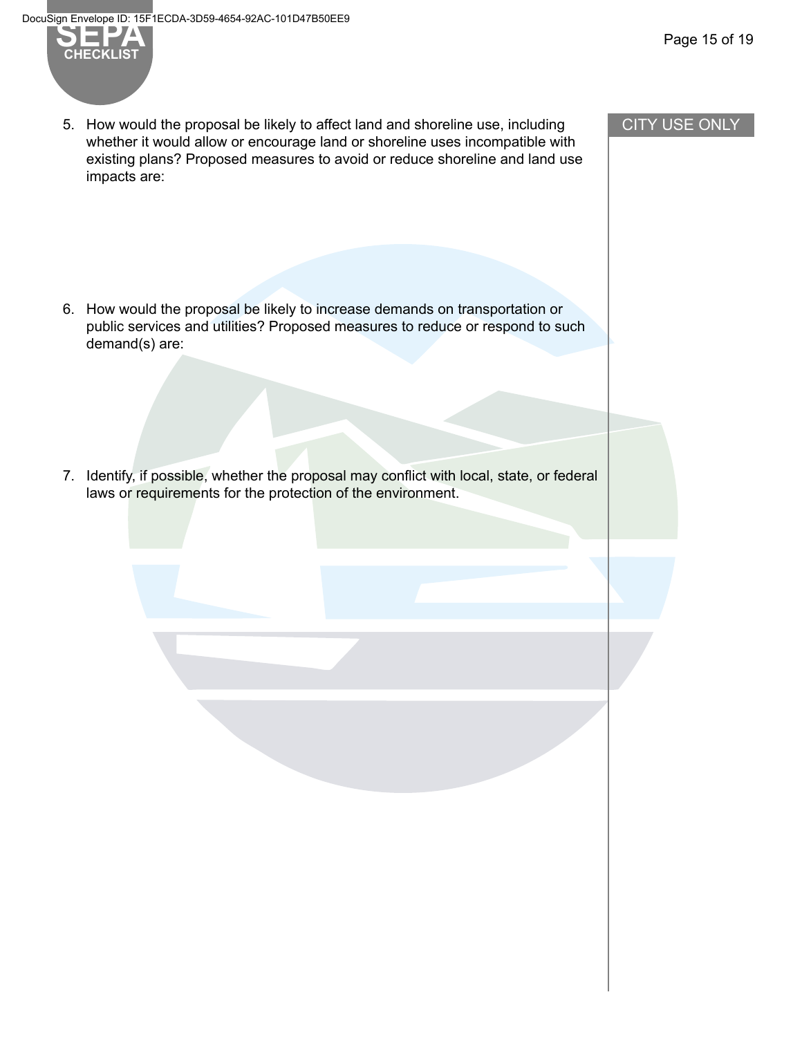CITY USE ONLY

5. How would the proposal be likely to affect land and shoreline use, including whether it would allow or encourage land or shoreline uses incompatible with existing plans? Proposed measures to avoid or reduce shoreline and land use impacts are:

6. How would the proposal be likely to increase demands on transportation or public services and utilities? Proposed measures to reduce or respond to such demand(s) are:

7. Identify, if possible, whether the proposal may conflict with local, state, or federal laws or requirements for the protection of the environment.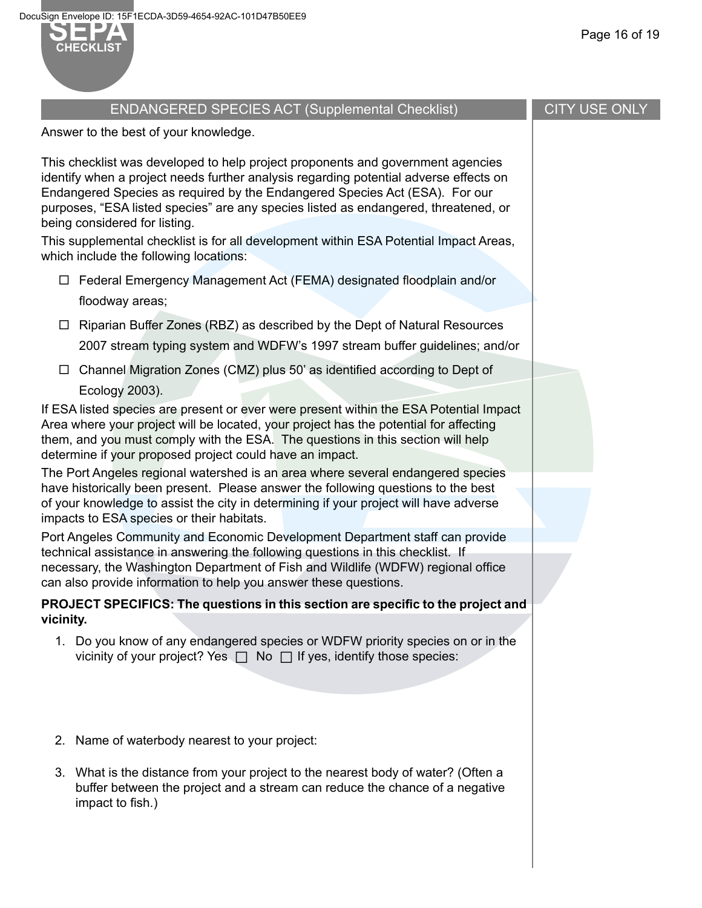## ENDANGERED SPECIES ACT (Supplemental Checklist)

CITY USE ONLY

Answer to the best of your knowledge.

This checklist was developed to help project proponents and government agencies identify when a project needs further analysis regarding potential adverse effects on Endangered Species as required by the Endangered Species Act (ESA). For our purposes, "ESA listed species" are any species listed as endangered, threatened, or being considered for listing.

This supplemental checklist is for all development within ESA Potential Impact Areas, which include the following locations:

- ☐ Federal Emergency Management Act (FEMA) designated floodplain and/or floodway areas;
- ☐ Riparian Buffer Zones (RBZ) as described by the Dept of Natural Resources 2007 stream typing system and WDFW's 1997 stream buffer guidelines; and/or
- ☐ Channel Migration Zones (CMZ) plus 50' as identified according to Dept of Ecology 2003).

If ESA listed species are present or ever were present within the ESA Potential Impact Area where your project will be located, your project has the potential for affecting them, and you must comply with the ESA. The questions in this section will help determine if your proposed project could have an impact.

The Port Angeles regional watershed is an area where several endangered species have historically been present. Please answer the following questions to the best of your knowledge to assist the city in determining if your project will have adverse impacts to ESA species or their habitats.

Port Angeles Community and Economic Development Department staff can provide technical assistance in answering the following questions in this checklist. If necessary, the Washington Department of Fish and Wildlife (WDFW) regional office can also provide information to help you answer these questions.

**PROJECT SPECIFICS: The questions in this section are specific to the project and vicinity.**

1. Do you know of any endangered species or WDFW priority species on or in the vicinity of your project? Yes ☐ No ☐ If yes, identify those species:

2. Name of waterbody nearest to your project:

3. What is the distance from your project to the nearest body of water? (Often a buffer between the project and a stream can reduce the chance of a negative impact to fish.)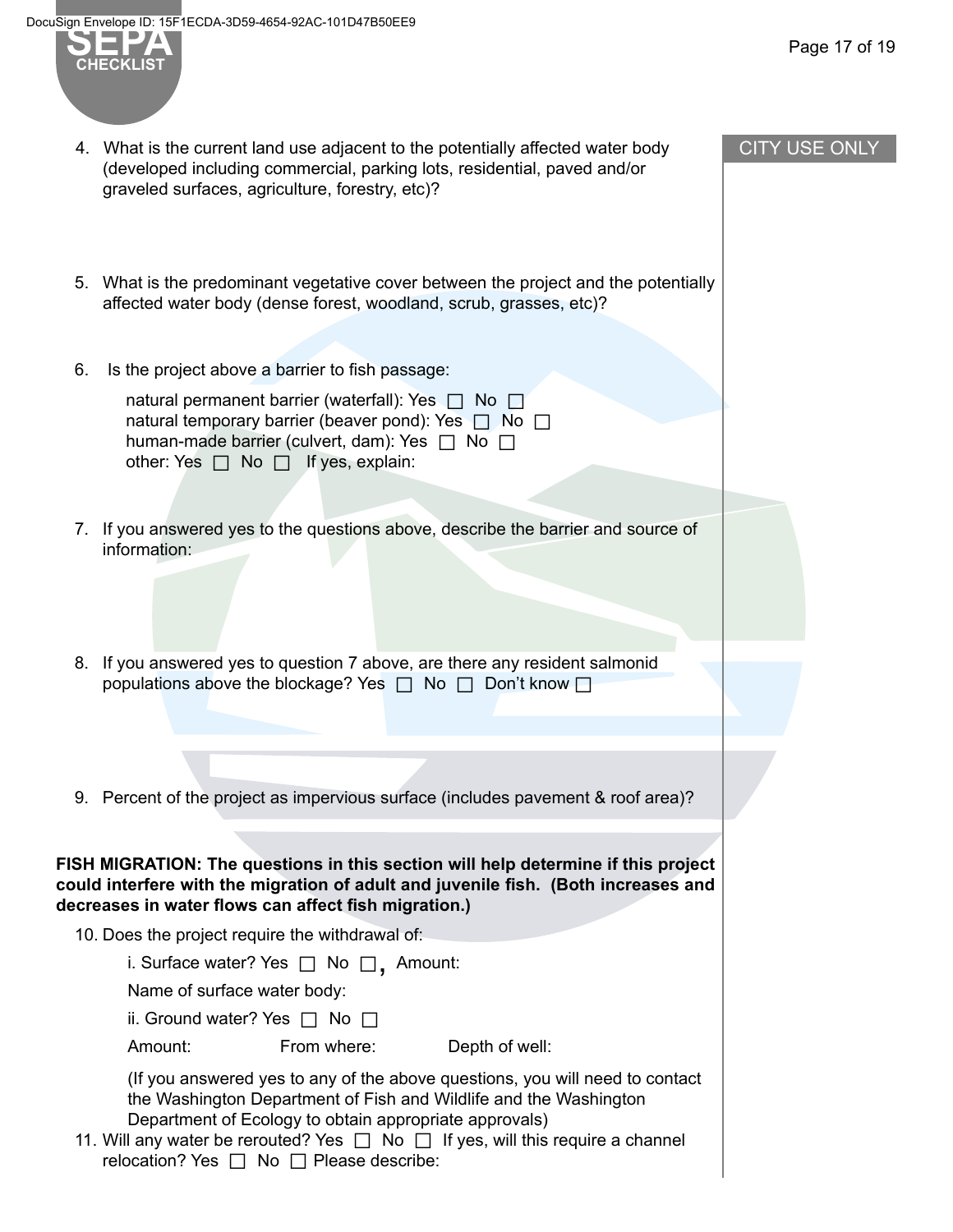CITY USE ONLY

4. What is the current land use adjacent to the potentially affected water body (developed including commercial, parking lots, residential, paved and/or graveled surfaces, agriculture, forestry, etc)?

5. What is the predominant vegetative cover between the project and the potentially affected water body (dense forest, woodland, scrub, grasses, etc)?

6. Is the project above a barrier to fish passage:

   natural permanent barrier (waterfall): Yes ☐ No ☐
   natural temporary barrier (beaver pond): Yes ☐ No ☐
   human-made barrier (culvert, dam): Yes ☐ No ☐
   other: Yes ☐ No ☐ If yes, explain:

7. If you answered yes to the questions above, describe the barrier and source of information:

8. If you answered yes to question 7 above, are there any resident salmonid populations above the blockage? Yes ☐ No ☐ Don't know ☐

9. Percent of the project as impervious surface (includes pavement & roof area)?

**FISH MIGRATION: The questions in this section will help determine if this project could interfere with the migration of adult and juvenile fish. (Both increases and decreases in water flows can affect fish migration.)**

10. Does the project require the withdrawal of:

    i. Surface water? Yes ☐ No ☐, Amount:

    Name of surface water body:

    ii. Ground water? Yes ☐ No ☐

    Amount: From where: Depth of well:

    (If you answered yes to any of the above questions, you will need to contact the Washington Department of Fish and Wildlife and the Washington Department of Ecology to obtain appropriate approvals)

11. Will any water be rerouted? Yes ☐ No ☐ If yes, will this require a channel relocation? Yes ☐ No ☐ Please describe: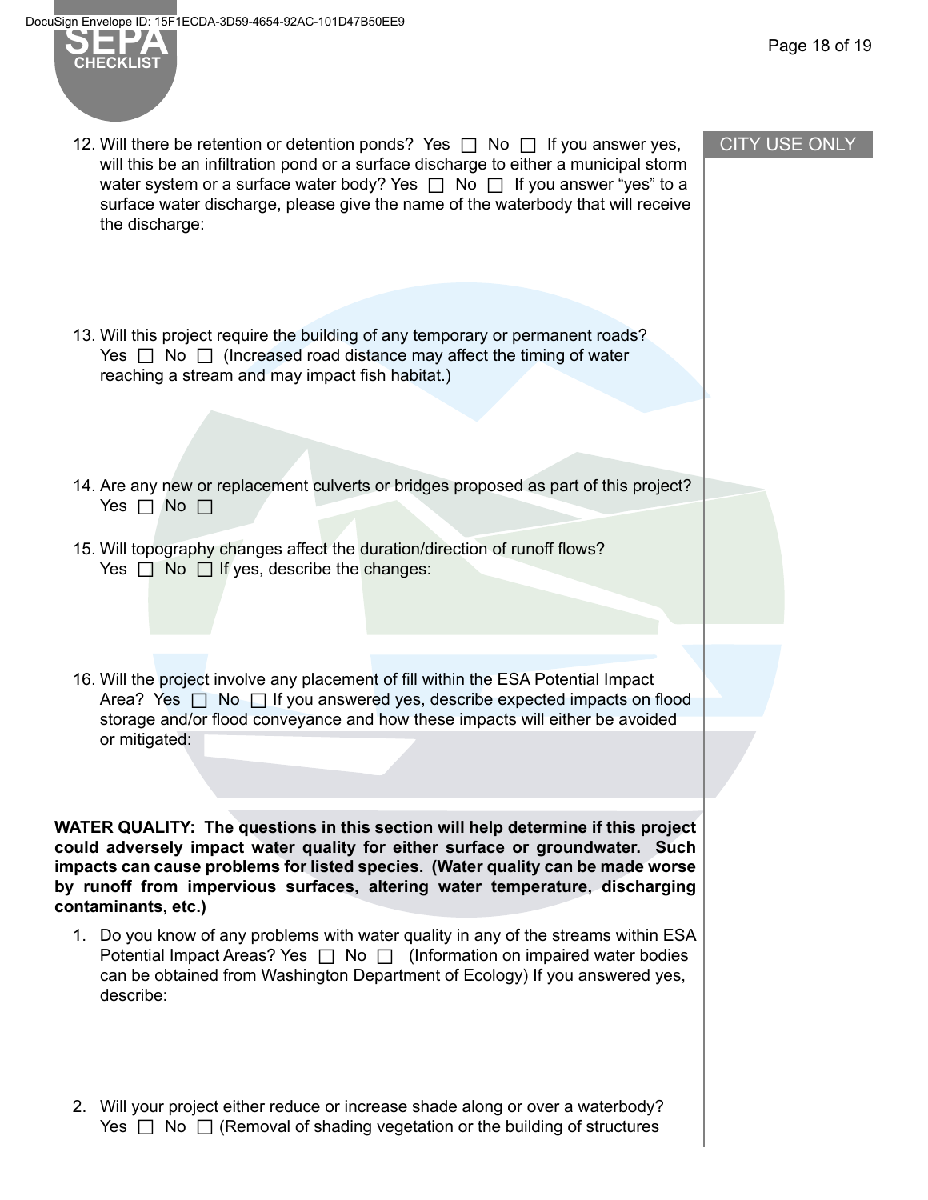CITY USE ONLY

12. Will there be retention or detention ponds? Yes ☐ No ☐ If you answer yes, will this be an infiltration pond or a surface discharge to either a municipal storm water system or a surface water body? Yes ☐ No ☐ If you answer "yes" to a surface water discharge, please give the name of the waterbody that will receive the discharge:

13. Will this project require the building of any temporary or permanent roads? Yes ☐ No ☐ (Increased road distance may affect the timing of water reaching a stream and may impact fish habitat.)

14. Are any new or replacement culverts or bridges proposed as part of this project? Yes ☐ No ☐

15. Will topography changes affect the duration/direction of runoff flows? Yes ☐ No ☐ If yes, describe the changes:

16. Will the project involve any placement of fill within the ESA Potential Impact Area? Yes ☐ No ☐ If you answered yes, describe expected impacts on flood storage and/or flood conveyance and how these impacts will either be avoided or mitigated:

**WATER QUALITY: The questions in this section will help determine if this project could adversely impact water quality for either surface or groundwater. Such impacts can cause problems for listed species. (Water quality can be made worse by runoff from impervious surfaces, altering water temperature, discharging contaminants, etc.)**

1. Do you know of any problems with water quality in any of the streams within ESA Potential Impact Areas? Yes ☐ No ☐ (Information on impaired water bodies can be obtained from Washington Department of Ecology) If you answered yes, describe:

2. Will your project either reduce or increase shade along or over a waterbody? Yes ☐ No ☐ (Removal of shading vegetation or the building of structures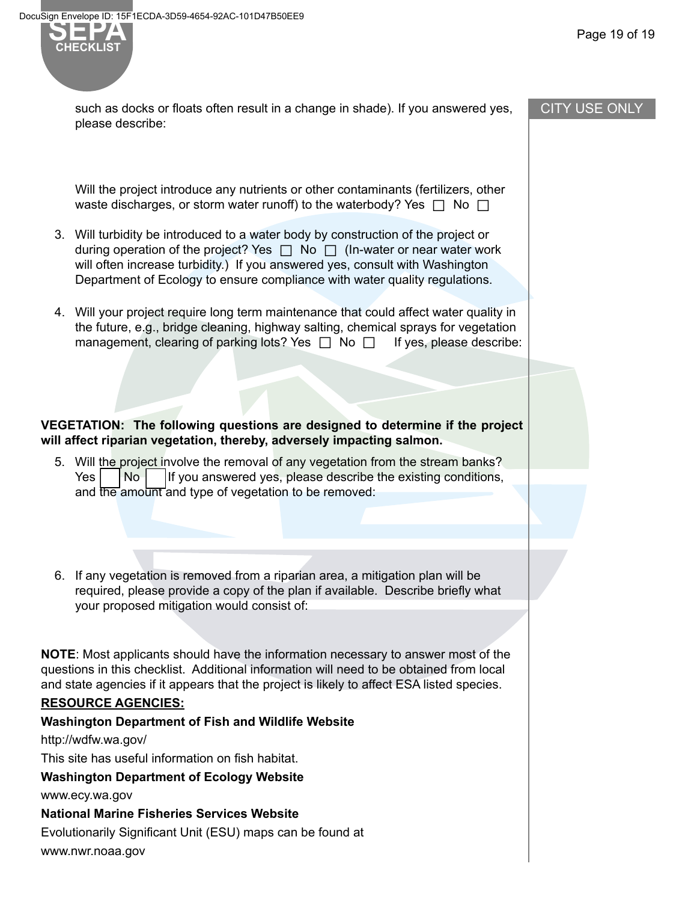such as docks or floats often result in a change in shade). If you answered yes, please describe:

Will the project introduce any nutrients or other contaminants (fertilizers, other waste discharges, or storm water runoff) to the waterbody? Yes ☐ No ☐

3. Will turbidity be introduced to a water body by construction of the project or during operation of the project? Yes ☐ No ☐ (In-water or near water work will often increase turbidity.) If you answered yes, consult with Washington Department of Ecology to ensure compliance with water quality regulations.

4. Will your project require long term maintenance that could affect water quality in the future, e.g., bridge cleaning, highway salting, chemical sprays for vegetation management, clearing of parking lots? Yes ☐ No ☐ If yes, please describe:

**VEGETATION: The following questions are designed to determine if the project will affect riparian vegetation, thereby, adversely impacting salmon.**

5. Will the project involve the removal of any vegetation from the stream banks? Yes ☐ No ☐ If you answered yes, please describe the existing conditions, and the amount and type of vegetation to be removed:

6. If any vegetation is removed from a riparian area, a mitigation plan will be required, please provide a copy of the plan if available. Describe briefly what your proposed mitigation would consist of:

**NOTE**: Most applicants should have the information necessary to answer most of the questions in this checklist. Additional information will need to be obtained from local and state agencies if it appears that the project is likely to affect ESA listed species.

**RESOURCE AGENCIES:**

**Washington Department of Fish and Wildlife Website**

http://wdfw.wa.gov/

This site has useful information on fish habitat.

**Washington Department of Ecology Website**

www.ecy.wa.gov

**National Marine Fisheries Services Website**

Evolutionarily Significant Unit (ESU) maps can be found at

www.nwr.noaa.gov

CITY USE ONLY